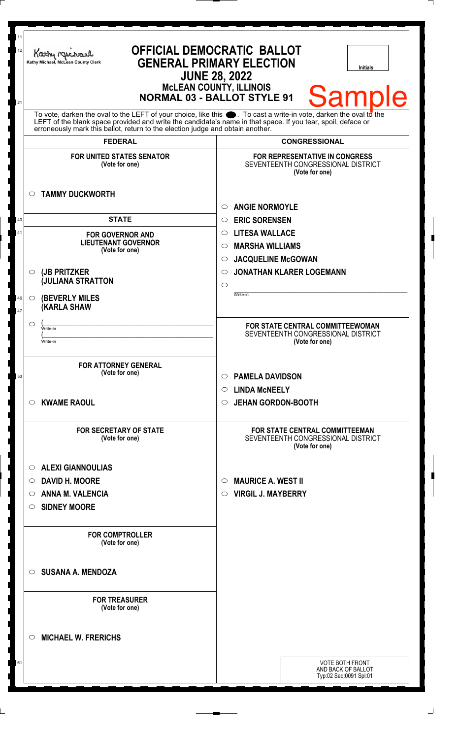Kathy Michael, McLean County Clerk

# OFFICIAL DEMOCRATIC BALLOT
## GENERAL PRIMARY ELECTION
## JUNE 28, 2022
### McLEAN COUNTY, ILLINOIS
### NORMAL 03 - BALLOT STYLE 91

Initials

**Sample**

To vote, darken the oval to the LEFT of your choice, like this ●. To cast a write-in vote, darken the oval to the LEFT of the blank space provided and write the candidate's name in that space. If you tear, spoil, deface or erroneously mark this ballot, return to the election judge and obtain another.

## FEDERAL

**FOR UNITED STATES SENATOR**
(Vote for one)

○ **TAMMY DUCKWORTH**

## STATE

**FOR GOVERNOR AND LIEUTENANT GOVERNOR**
(Vote for one)

○ **(JB PRITZKER (JULIANA STRATTON**

○ **(BEVERLY MILES (KARLA SHAW**

○ ( ____________ Write-in
( ____________ Write-in

**FOR ATTORNEY GENERAL**
(Vote for one)

○ **KWAME RAOUL**

**FOR SECRETARY OF STATE**
(Vote for one)

○ **ALEXI GIANNOULIAS**
○ **DAVID H. MOORE**
○ **ANNA M. VALENCIA**
○ **SIDNEY MOORE**

**FOR COMPTROLLER**
(Vote for one)

○ **SUSANA A. MENDOZA**

**FOR TREASURER**
(Vote for one)

○ **MICHAEL W. FRERICHS**

## CONGRESSIONAL

**FOR REPRESENTATIVE IN CONGRESS**
SEVENTEENTH CONGRESSIONAL DISTRICT
(Vote for one)

○ **ANGIE NORMOYLE**
○ **ERIC SORENSEN**
○ **LITESA WALLACE**
○ **MARSHA WILLIAMS**
○ **JACQUELINE McGOWAN**
○ **JONATHAN KLARER LOGEMANN**
○ ____________ Write-in

**FOR STATE CENTRAL COMMITTEEWOMAN**
SEVENTEENTH CONGRESSIONAL DISTRICT
(Vote for one)

○ **PAMELA DAVIDSON**
○ **LINDA McNEELY**
○ **JEHAN GORDON-BOOTH**

**FOR STATE CENTRAL COMMITTEEMAN**
SEVENTEENTH CONGRESSIONAL DISTRICT
(Vote for one)

○ **MAURICE A. WEST II**
○ **VIRGIL J. MAYBERRY**

VOTE BOTH FRONT AND BACK OF BALLOT
Typ:02 Seq:0091 Spl:01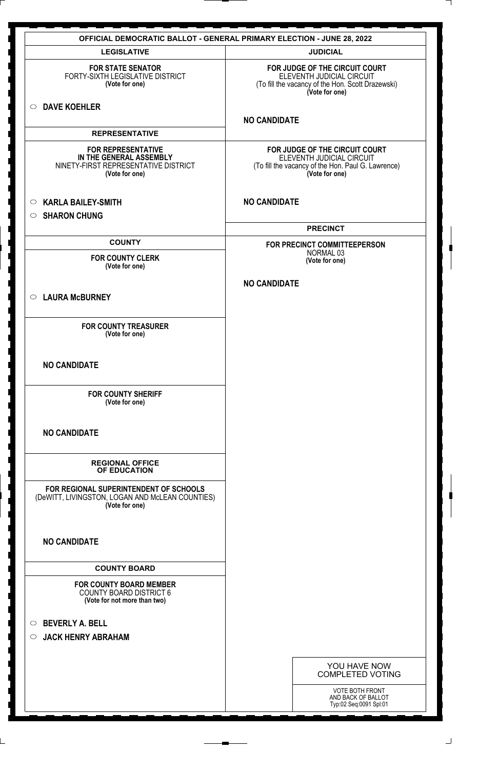# OFFICIAL DEMOCRATIC BALLOT - GENERAL PRIMARY ELECTION - JUNE 28, 2022

## LEGISLATIVE

**FOR STATE SENATOR**
FORTY-SIXTH LEGISLATIVE DISTRICT
**(Vote for one)**

○ **DAVE KOEHLER**

## REPRESENTATIVE

**FOR REPRESENTATIVE IN THE GENERAL ASSEMBLY**
NINETY-FIRST REPRESENTATIVE DISTRICT
**(Vote for one)**

○ **KARLA BAILEY-SMITH**
○ **SHARON CHUNG**

## COUNTY

**FOR COUNTY CLERK**
**(Vote for one)**

○ **LAURA McBURNEY**

**FOR COUNTY TREASURER**
**(Vote for one)**

**NO CANDIDATE**

**FOR COUNTY SHERIFF**
**(Vote for one)**

**NO CANDIDATE**

## REGIONAL OFFICE OF EDUCATION

**FOR REGIONAL SUPERINTENDENT OF SCHOOLS**
(DeWITT, LIVINGSTON, LOGAN AND McLEAN COUNTIES)
**(Vote for one)**

**NO CANDIDATE**

## COUNTY BOARD

**FOR COUNTY BOARD MEMBER**
COUNTY BOARD DISTRICT 6
**(Vote for not more than two)**

○ **BEVERLY A. BELL**
○ **JACK HENRY ABRAHAM**

## JUDICIAL

**FOR JUDGE OF THE CIRCUIT COURT**
ELEVENTH JUDICIAL CIRCUIT
(To fill the vacancy of the Hon. Scott Drazewski)
**(Vote for one)**

**NO CANDIDATE**

**FOR JUDGE OF THE CIRCUIT COURT**
ELEVENTH JUDICIAL CIRCUIT
(To fill the vacancy of the Hon. Paul G. Lawrence)
**(Vote for one)**

**NO CANDIDATE**

## PRECINCT

**FOR PRECINCT COMMITTEEPERSON**
NORMAL 03
**(Vote for one)**

**NO CANDIDATE**

YOU HAVE NOW COMPLETED VOTING

VOTE BOTH FRONT AND BACK OF BALLOT
Typ:02 Seq:0091 Spl:01